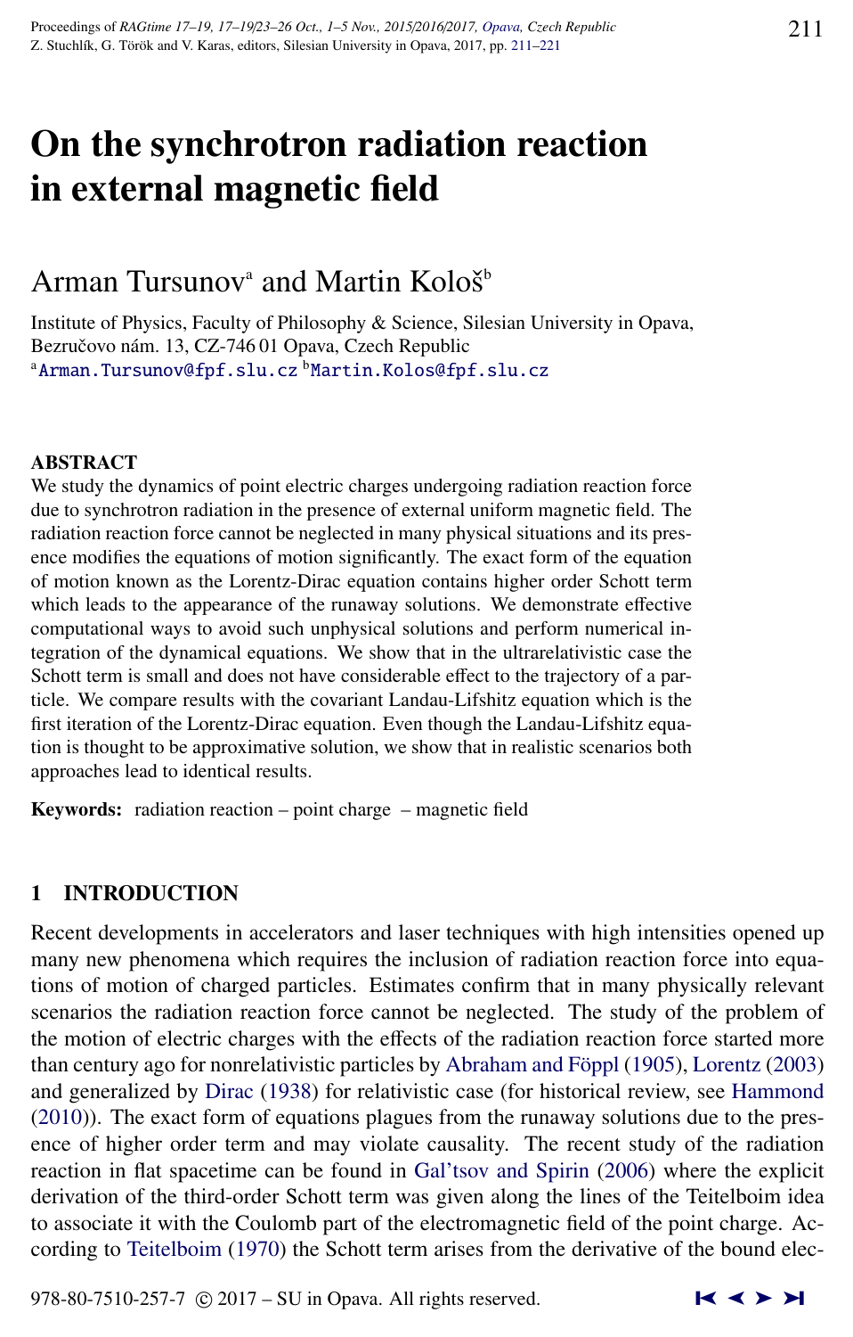# On the synchrotron radiation reaction in external magnetic field

Arman Tursunov[a] and Martin Kološ[b]

Institute of Physics, Faculty of Philosophy & Science, Silesian University in Opava, Bezručovo nám. 13, CZ-746 01 Opava, Czech Republic
[a]Arman.Tursunov@fpf.slu.cz [b]Martin.Kolos@fpf.slu.cz

## ABSTRACT

We study the dynamics of point electric charges undergoing radiation reaction force due to synchrotron radiation in the presence of external uniform magnetic field. The radiation reaction force cannot be neglected in many physical situations and its presence modifies the equations of motion significantly. The exact form of the equation of motion known as the Lorentz-Dirac equation contains higher order Schott term which leads to the appearance of the runaway solutions. We demonstrate effective computational ways to avoid such unphysical solutions and perform numerical integration of the dynamical equations. We show that in the ultrarelativistic case the Schott term is small and does not have considerable effect to the trajectory of a particle. We compare results with the covariant Landau-Lifshitz equation which is the first iteration of the Lorentz-Dirac equation. Even though the Landau-Lifshitz equation is thought to be approximative solution, we show that in realistic scenarios both approaches lead to identical results.

**Keywords:** radiation reaction – point charge – magnetic field

## 1 INTRODUCTION

Recent developments in accelerators and laser techniques with high intensities opened up many new phenomena which requires the inclusion of radiation reaction force into equations of motion of charged particles. Estimates confirm that in many physically relevant scenarios the radiation reaction force cannot be neglected. The study of the problem of the motion of electric charges with the effects of the radiation reaction force started more than century ago for nonrelativistic particles by Abraham and Föppl (1905), Lorentz (2003) and generalized by Dirac (1938) for relativistic case (for historical review, see Hammond (2010)). The exact form of equations plagues from the runaway solutions due to the presence of higher order term and may violate causality. The recent study of the radiation reaction in flat spacetime can be found in Gal'tsov and Spirin (2006) where the explicit derivation of the third-order Schott term was given along the lines of the Teitelboim idea to associate it with the Coulomb part of the electromagnetic field of the point charge. According to Teitelboim (1970) the Schott term arises from the derivative of the bound elec-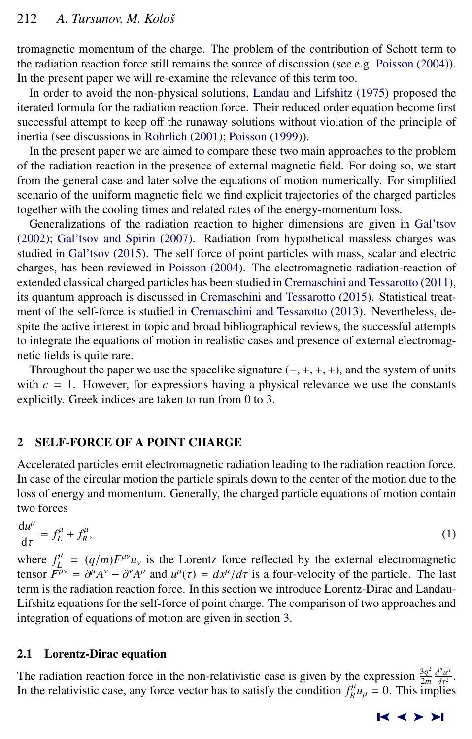tromagnetic momentum of the charge. The problem of the contribution of Schott term to the radiation reaction force still remains the source of discussion (see e.g. Poisson (2004)). In the present paper we will re-examine the relevance of this term too.

In order to avoid the non-physical solutions, Landau and Lifshitz (1975) proposed the iterated formula for the radiation reaction force. Their reduced order equation become first successful attempt to keep off the runaway solutions without violation of the principle of inertia (see discussions in Rohrlich (2001); Poisson (1999)).

In the present paper we are aimed to compare these two main approaches to the problem of the radiation reaction in the presence of external magnetic field. For doing so, we start from the general case and later solve the equations of motion numerically. For simplified scenario of the uniform magnetic field we find explicit trajectories of the charged particles together with the cooling times and related rates of the energy-momentum loss.

Generalizations of the radiation reaction to higher dimensions are given in Gal'tsov (2002); Gal'tsov and Spirin (2007). Radiation from hypothetical massless charges was studied in Gal'tsov (2015). The self force of point particles with mass, scalar and electric charges, has been reviewed in Poisson (2004). The electromagnetic radiation-reaction of extended classical charged particles has been studied in Cremaschini and Tessarotto (2011), its quantum approach is discussed in Cremaschini and Tessarotto (2015). Statistical treatment of the self-force is studied in Cremaschini and Tessarotto (2013). Nevertheless, despite the active interest in topic and broad bibliographical reviews, the successful attempts to integrate the equations of motion in realistic cases and presence of external electromagnetic fields is quite rare.

Throughout the paper we use the spacelike signature $(-,+,+,+)$, and the system of units with $c = 1$. However, for expressions having a physical relevance we use the constants explicitly. Greek indices are taken to run from 0 to 3.

## 2 SELF-FORCE OF A POINT CHARGE

Accelerated particles emit electromagnetic radiation leading to the radiation reaction force. In case of the circular motion the particle spirals down to the center of the motion due to the loss of energy and momentum. Generally, the charged particle equations of motion contain two forces

$$\frac{\mathrm{d}u^{\mu}}{\mathrm{d}\tau} = f_{L}^{\mu} + f_{R}^{\mu}, \tag{1}$$

where $f_{L}^{\mu} = (q/m)F^{\mu\nu}u_{\nu}$ is the Lorentz force reflected by the external electromagnetic tensor $F^{\mu\nu} = \partial^{\mu}A^{\nu} - \partial^{\nu}A^{\mu}$ and $u^{\mu}(\tau) = dx^{\mu}/d\tau$ is a four-velocity of the particle. The last term is the radiation reaction force. In this section we introduce Lorentz-Dirac and Landau-Lifshitz equations for the self-force of point charge. The comparison of two approaches and integration of equations of motion are given in section 3.

### 2.1 Lorentz-Dirac equation

The radiation reaction force in the non-relativistic case is given by the expression $\frac{3q^2}{2m}\frac{d^2u^{\alpha}}{d\tau^2}$. In the relativistic case, any force vector has to satisfy the condition $f_{R}^{\mu}u_{\mu} = 0$. This implies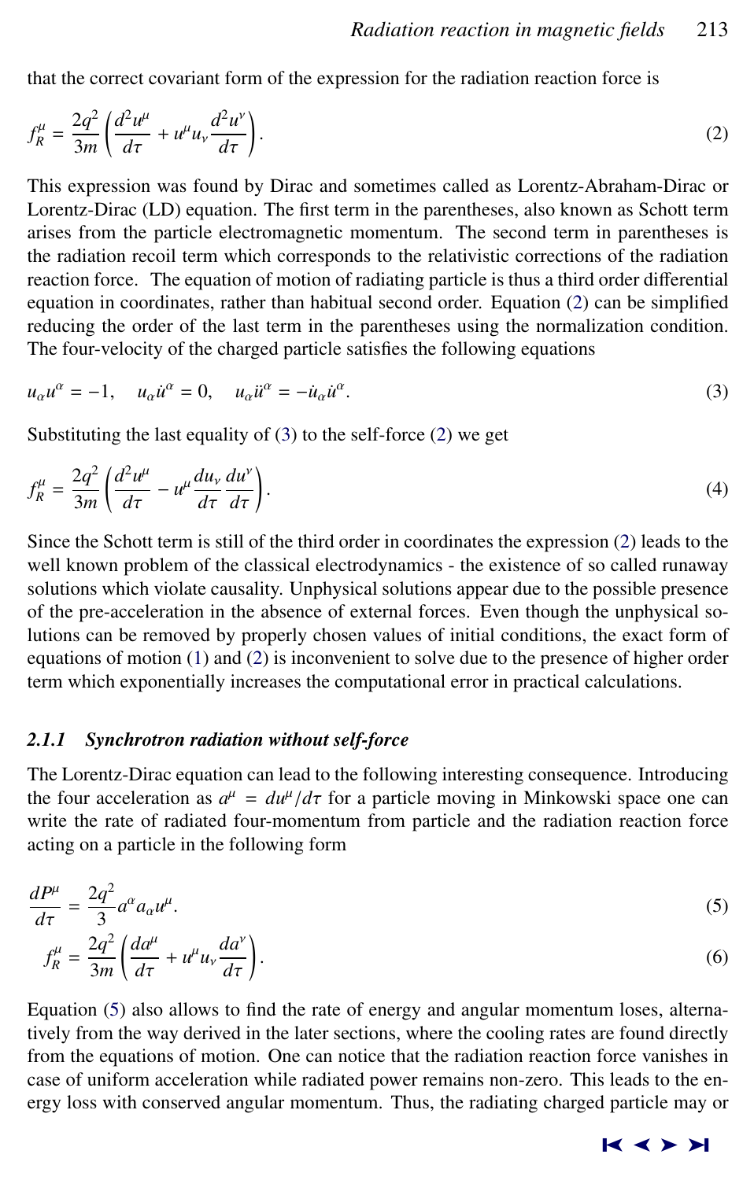that the correct covariant form of the expression for the radiation reaction force is

$$f_R^\mu = \frac{2q^2}{3m}\left(\frac{d^2u^\mu}{d\tau} + u^\mu u_\nu \frac{d^2u^\nu}{d\tau}\right). \tag{2}$$

This expression was found by Dirac and sometimes called as Lorentz-Abraham-Dirac or Lorentz-Dirac (LD) equation. The first term in the parentheses, also known as Schott term arises from the particle electromagnetic momentum. The second term in parentheses is the radiation recoil term which corresponds to the relativistic corrections of the radiation reaction force. The equation of motion of radiating particle is thus a third order differential equation in coordinates, rather than habitual second order. Equation (2) can be simplified reducing the order of the last term in the parentheses using the normalization condition. The four-velocity of the charged particle satisfies the following equations

$$u_\alpha u^\alpha = -1, \quad u_\alpha \dot{u}^\alpha = 0, \quad u_\alpha \ddot{u}^\alpha = -\dot{u}_\alpha \dot{u}^\alpha. \tag{3}$$

Substituting the last equality of (3) to the self-force (2) we get

$$f_R^\mu = \frac{2q^2}{3m}\left(\frac{d^2u^\mu}{d\tau} - u^\mu \frac{du_\nu}{d\tau}\frac{du^\nu}{d\tau}\right). \tag{4}$$

Since the Schott term is still of the third order in coordinates the expression (2) leads to the well known problem of the classical electrodynamics - the existence of so called runaway solutions which violate causality. Unphysical solutions appear due to the possible presence of the pre-acceleration in the absence of external forces. Even though the unphysical solutions can be removed by properly chosen values of initial conditions, the exact form of equations of motion (1) and (2) is inconvenient to solve due to the presence of higher order term which exponentially increases the computational error in practical calculations.

### *2.1.1 Synchrotron radiation without self-force*

The Lorentz-Dirac equation can lead to the following interesting consequence. Introducing the four acceleration as $a^\mu = du^\mu/d\tau$ for a particle moving in Minkowski space one can write the rate of radiated four-momentum from particle and the radiation reaction force acting on a particle in the following form

$$\frac{dP^\mu}{d\tau} = \frac{2q^2}{3} a^\alpha a_\alpha u^\mu. \tag{5}$$

$$f_R^\mu = \frac{2q^2}{3m}\left(\frac{da^\mu}{d\tau} + u^\mu u_\nu \frac{da^\nu}{d\tau}\right). \tag{6}$$

Equation (5) also allows to find the rate of energy and angular momentum loses, alternatively from the way derived in the later sections, where the cooling rates are found directly from the equations of motion. One can notice that the radiation reaction force vanishes in case of uniform acceleration while radiated power remains non-zero. This leads to the energy loss with conserved angular momentum. Thus, the radiating charged particle may or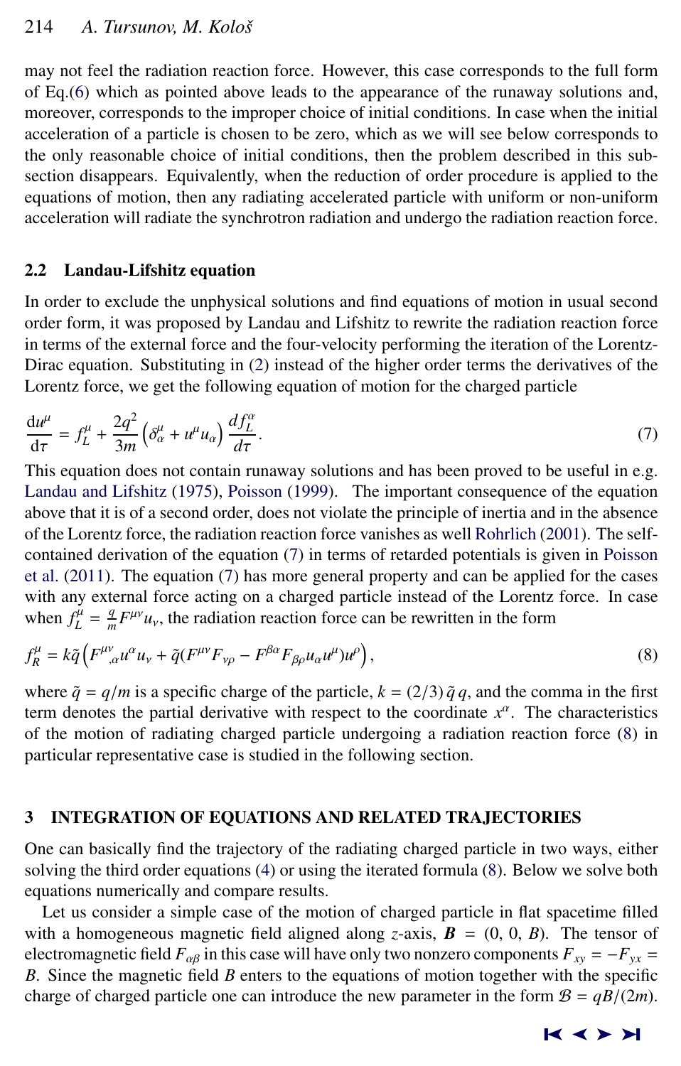may not feel the radiation reaction force. However, this case corresponds to the full form of Eq.(6) which as pointed above leads to the appearance of the runaway solutions and, moreover, corresponds to the improper choice of initial conditions. In case when the initial acceleration of a particle is chosen to be zero, which as we will see below corresponds to the only reasonable choice of initial conditions, then the problem described in this subsection disappears. Equivalently, when the reduction of order procedure is applied to the equations of motion, then any radiating accelerated particle with uniform or non-uniform acceleration will radiate the synchrotron radiation and undergo the radiation reaction force.

## 2.2 Landau-Lifshitz equation

In order to exclude the unphysical solutions and find equations of motion in usual second order form, it was proposed by Landau and Lifshitz to rewrite the radiation reaction force in terms of the external force and the four-velocity performing the iteration of the Lorentz-Dirac equation. Substituting in (2) instead of the higher order terms the derivatives of the Lorentz force, we get the following equation of motion for the charged particle

$$\frac{\mathrm{d}u^{\mu}}{\mathrm{d}\tau} = f_L^{\mu} + \frac{2q^2}{3m}\left(\delta^{\mu}_{\alpha} + u^{\mu}u_{\alpha}\right)\frac{df_L^{\alpha}}{d\tau}. \tag{7}$$

This equation does not contain runaway solutions and has been proved to be useful in e.g. Landau and Lifshitz (1975), Poisson (1999). The important consequence of the equation above that it is of a second order, does not violate the principle of inertia and in the absence of the Lorentz force, the radiation reaction force vanishes as well Rohrlich (2001). The self-contained derivation of the equation (7) in terms of retarded potentials is given in Poisson et al. (2011). The equation (7) has more general property and can be applied for the cases with any external force acting on a charged particle instead of the Lorentz force. In case when $f_L^{\mu} = \frac{q}{m}F^{\mu\nu}u_{\nu}$, the radiation reaction force can be rewritten in the form

$$f_R^{\mu} = k\tilde{q}\left(F^{\mu\nu}{}_{,\alpha}u^{\alpha}u_{\nu} + \tilde{q}(F^{\mu\nu}F_{\nu\rho} - F^{\beta\alpha}F_{\beta\rho}u_{\alpha}u^{\mu})u^{\rho}\right), \tag{8}$$

where $\tilde{q} = q/m$ is a specific charge of the particle, $k = (2/3)\,\tilde{q}\,q$, and the comma in the first term denotes the partial derivative with respect to the coordinate $x^{\alpha}$. The characteristics of the motion of radiating charged particle undergoing a radiation reaction force (8) in particular representative case is studied in the following section.

# 3 INTEGRATION OF EQUATIONS AND RELATED TRAJECTORIES

One can basically find the trajectory of the radiating charged particle in two ways, either solving the third order equations (4) or using the iterated formula (8). Below we solve both equations numerically and compare results.

Let us consider a simple case of the motion of charged particle in flat spacetime filled with a homogeneous magnetic field aligned along $z$-axis, $\boldsymbol{B} = (0,\, 0,\, B)$. The tensor of electromagnetic field $F_{\alpha\beta}$ in this case will have only two nonzero components $F_{xy} = -F_{yx} = B$. Since the magnetic field $B$ enters to the equations of motion together with the specific charge of charged particle one can introduce the new parameter in the form $\mathcal{B} = qB/(2m)$.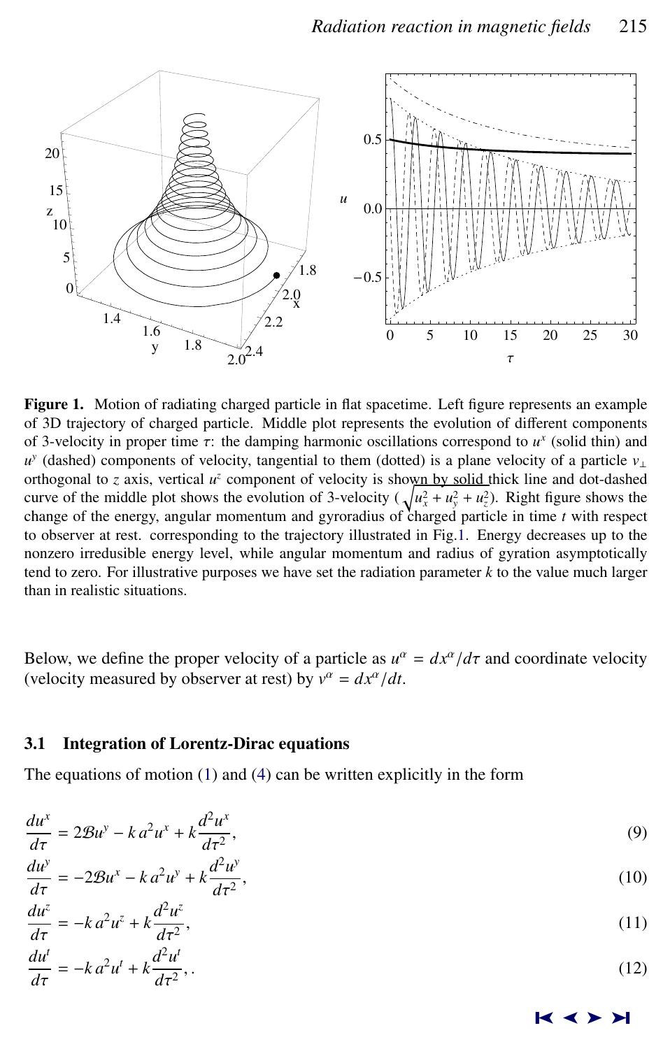**Figure 1.** Motion of radiating charged particle in flat spacetime. Left figure represents an example of 3D trajectory of charged particle. Middle plot represents the evolution of different components of 3-velocity in proper time $\tau$: the damping harmonic oscillations correspond to $u^x$ (solid thin) and $u^y$ (dashed) components of velocity, tangential to them (dotted) is a plane velocity of a particle $v_\perp$ orthogonal to $z$ axis, vertical $u^z$ component of velocity is shown by solid thick line and dot-dashed curve of the middle plot shows the evolution of 3-velocity ($\sqrt{u_x^2 + u_y^2 + u_z^2}$). Right figure shows the change of the energy, angular momentum and gyroradius of charged particle in time $t$ with respect to observer at rest. corresponding to the trajectory illustrated in Fig.1. Energy decreases up to the nonzero irreducible energy level, while angular momentum and radius of gyration asymptotically tend to zero. For illustrative purposes we have set the radiation parameter $k$ to the value much larger than in realistic situations.

Below, we define the proper velocity of a particle as $u^\alpha = dx^\alpha/d\tau$ and coordinate velocity (velocity measured by observer at rest) by $v^\alpha = dx^\alpha/dt$.

### 3.1 Integration of Lorentz-Dirac equations

The equations of motion (1) and (4) can be written explicitly in the form

$$\frac{du^x}{d\tau} = 2\mathcal{B}u^y - k\,a^2 u^x + k\frac{d^2u^x}{d\tau^2}, \tag{9}$$

$$\frac{du^y}{d\tau} = -2\mathcal{B}u^x - k\,a^2 u^y + k\frac{d^2u^y}{d\tau^2}, \tag{10}$$

$$\frac{du^z}{d\tau} = -k\,a^2 u^z + k\frac{d^2u^z}{d\tau^2}, \tag{11}$$

$$\frac{du^t}{d\tau} = -k\,a^2 u^t + k\frac{d^2u^t}{d\tau^2},. \tag{12}$$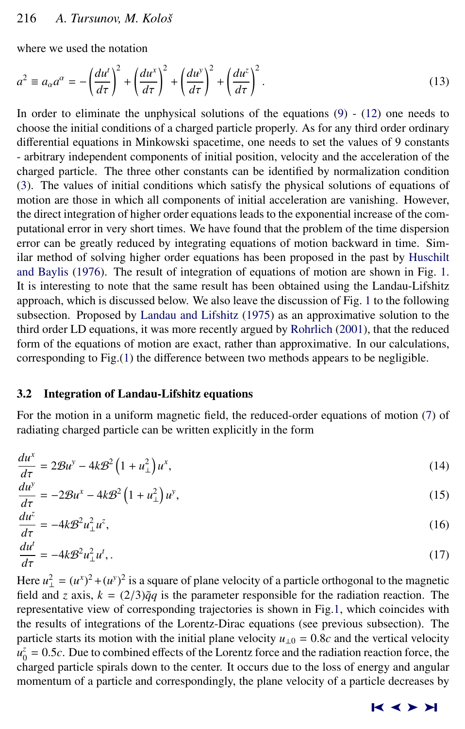where we used the notation

$$a^2 \equiv a_\alpha a^\alpha = -\left(\frac{du^t}{d\tau}\right)^2 + \left(\frac{du^x}{d\tau}\right)^2 + \left(\frac{du^y}{d\tau}\right)^2 + \left(\frac{du^z}{d\tau}\right)^2. \tag{13}$$

In order to eliminate the unphysical solutions of the equations (9) - (12) one needs to choose the initial conditions of a charged particle properly. As for any third order ordinary differential equations in Minkowski spacetime, one needs to set the values of 9 constants - arbitrary independent components of initial position, velocity and the acceleration of the charged particle. The three other constants can be identified by normalization condition (3). The values of initial conditions which satisfy the physical solutions of equations of motion are those in which all components of initial acceleration are vanishing. However, the direct integration of higher order equations leads to the exponential increase of the computational error in very short times. We have found that the problem of the time dispersion error can be greatly reduced by integrating equations of motion backward in time. Similar method of solving higher order equations has been proposed in the past by Huschilt and Baylis (1976). The result of integration of equations of motion are shown in Fig. 1. It is interesting to note that the same result has been obtained using the Landau-Lifshitz approach, which is discussed below. We also leave the discussion of Fig. 1 to the following subsection. Proposed by Landau and Lifshitz (1975) as an approximative solution to the third order LD equations, it was more recently argued by Rohrlich (2001), that the reduced form of the equations of motion are exact, rather than approximative. In our calculations, corresponding to Fig.(1) the difference between two methods appears to be negligible.

### 3.2 Integration of Landau-Lifshitz equations

For the motion in a uniform magnetic field, the reduced-order equations of motion (7) of radiating charged particle can be written explicitly in the form

$$\frac{du^x}{d\tau} = 2\mathcal{B}u^y - 4k\mathcal{B}^2\left(1+u_\perp^2\right)u^x, \tag{14}$$

$$\frac{du^y}{d\tau} = -2\mathcal{B}u^x - 4k\mathcal{B}^2\left(1+u_\perp^2\right)u^y, \tag{15}$$

$$\frac{du^z}{d\tau} = -4k\mathcal{B}^2 u_\perp^2 u^z, \tag{16}$$

$$\frac{du^t}{d\tau} = -4k\mathcal{B}^2 u_\perp^2 u^t,. \tag{17}$$

Here $u_\perp^2 = (u^x)^2 + (u^y)^2$ is a square of plane velocity of a particle orthogonal to the magnetic field and $z$ axis, $k = (2/3)\tilde{q}q$ is the parameter responsible for the radiation reaction. The representative view of corresponding trajectories is shown in Fig.1, which coincides with the results of integrations of the Lorentz-Dirac equations (see previous subsection). The particle starts its motion with the initial plane velocity $u_{\perp 0} = 0.8c$ and the vertical velocity $u_0^z = 0.5c$. Due to combined effects of the Lorentz force and the radiation reaction force, the charged particle spirals down to the center. It occurs due to the loss of energy and angular momentum of a particle and correspondingly, the plane velocity of a particle decreases by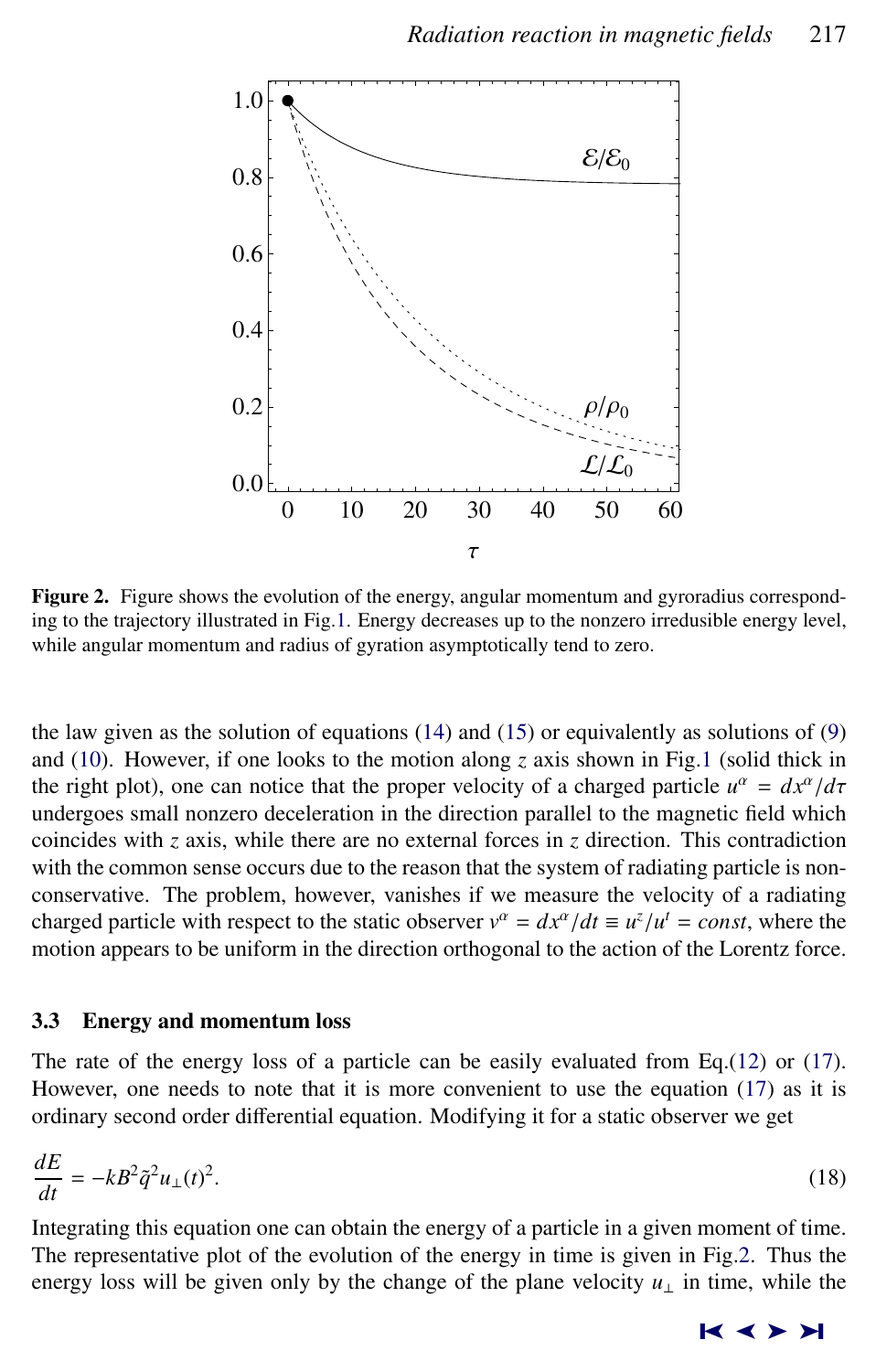**Figure 2.** Figure shows the evolution of the energy, angular momentum and gyroradius corresponding to the trajectory illustrated in Fig.1. Energy decreases up to the nonzero irredusible energy level, while angular momentum and radius of gyration asymptotically tend to zero.

the law given as the solution of equations (14) and (15) or equivalently as solutions of (9) and (10). However, if one looks to the motion along $z$ axis shown in Fig.1 (solid thick in the right plot), one can notice that the proper velocity of a charged particle $u^\alpha = dx^\alpha/d\tau$ undergoes small nonzero deceleration in the direction parallel to the magnetic field which coincides with $z$ axis, while there are no external forces in $z$ direction. This contradiction with the common sense occurs due to the reason that the system of radiating particle is non-conservative. The problem, however, vanishes if we measure the velocity of a radiating charged particle with respect to the static observer $v^\alpha = dx^\alpha/dt \equiv u^z/u^t = const$, where the motion appears to be uniform in the direction orthogonal to the action of the Lorentz force.

### 3.3 Energy and momentum loss

The rate of the energy loss of a particle can be easily evaluated from Eq.(12) or (17). However, one needs to note that it is more convenient to use the equation (17) as it is ordinary second order differential equation. Modifying it for a static observer we get

$$\frac{dE}{dt} = -kB^2\tilde{q}^2 u_\perp(t)^2. \tag{18}$$

Integrating this equation one can obtain the energy of a particle in a given moment of time. The representative plot of the evolution of the energy in time is given in Fig.2. Thus the energy loss will be given only by the change of the plane velocity $u_\perp$ in time, while the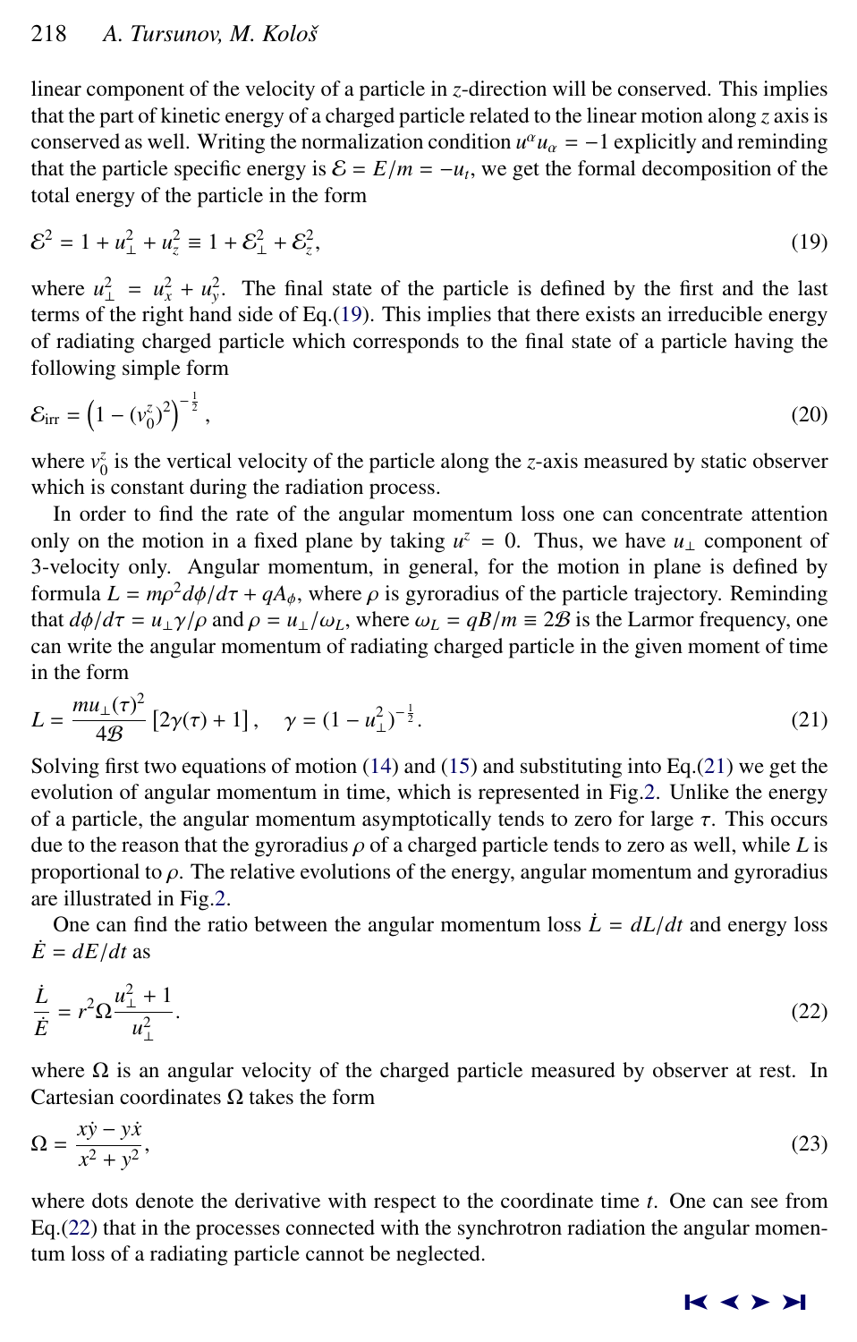linear component of the velocity of a particle in $z$-direction will be conserved. This implies that the part of kinetic energy of a charged particle related to the linear motion along $z$ axis is conserved as well. Writing the normalization condition $u^\alpha u_\alpha = -1$ explicitly and reminding that the particle specific energy is $\mathcal{E} = E/m = -u_t$, we get the formal decomposition of the total energy of the particle in the form

$$\mathcal{E}^2 = 1 + u_\perp^2 + u_z^2 \equiv 1 + \mathcal{E}_\perp^2 + \mathcal{E}_z^2, \tag{19}$$

where $u_\perp^2 = u_x^2 + u_y^2$. The final state of the particle is defined by the first and the last terms of the right hand side of Eq.(19). This implies that there exists an irreducible energy of radiating charged particle which corresponds to the final state of a particle having the following simple form

$$\mathcal{E}_{\rm irr} = \left(1 - (v_0^z)^2\right)^{-\frac{1}{2}}, \tag{20}$$

where $v_0^z$ is the vertical velocity of the particle along the $z$-axis measured by static observer which is constant during the radiation process.

In order to find the rate of the angular momentum loss one can concentrate attention only on the motion in a fixed plane by taking $u^z = 0$. Thus, we have $u_\perp$ component of 3-velocity only. Angular momentum, in general, for the motion in plane is defined by formula $L = m\rho^2 d\phi/d\tau + qA_\phi$, where $\rho$ is gyroradius of the particle trajectory. Reminding that $d\phi/d\tau = u_\perp \gamma/\rho$ and $\rho = u_\perp/\omega_L$, where $\omega_L = qB/m \equiv 2\mathcal{B}$ is the Larmor frequency, one can write the angular momentum of radiating charged particle in the given moment of time in the form

$$L = \frac{m u_\perp(\tau)^2}{4\mathcal{B}}\left[2\gamma(\tau) + 1\right], \quad \gamma = (1 - u_\perp^2)^{-\frac{1}{2}}. \tag{21}$$

Solving first two equations of motion (14) and (15) and substituting into Eq.(21) we get the evolution of angular momentum in time, which is represented in Fig.2. Unlike the energy of a particle, the angular momentum asymptotically tends to zero for large $\tau$. This occurs due to the reason that the gyroradius $\rho$ of a charged particle tends to zero as well, while $L$ is proportional to $\rho$. The relative evolutions of the energy, angular momentum and gyroradius are illustrated in Fig.2.

One can find the ratio between the angular momentum loss $\dot{L} = dL/dt$ and energy loss $\dot{E} = dE/dt$ as

$$\frac{\dot{L}}{\dot{E}} = r^2 \Omega \frac{u_\perp^2 + 1}{u_\perp^2}. \tag{22}$$

where $\Omega$ is an angular velocity of the charged particle measured by observer at rest. In Cartesian coordinates $\Omega$ takes the form

$$\Omega = \frac{x\dot{y} - y\dot{x}}{x^2 + y^2}, \tag{23}$$

where dots denote the derivative with respect to the coordinate time $t$. One can see from Eq.(22) that in the processes connected with the synchrotron radiation the angular momentum loss of a radiating particle cannot be neglected.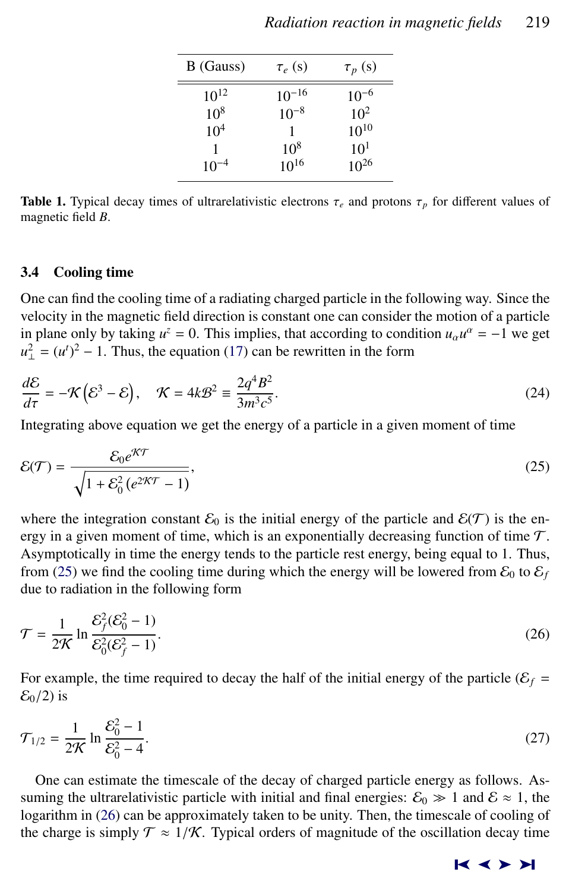| B (Gauss) | $\tau_e$ (s) | $\tau_p$ (s) |
|---|---|---|
| $10^{12}$ | $10^{-16}$ | $10^{-6}$ |
| $10^{8}$ | $10^{-8}$ | $10^{2}$ |
| $10^{4}$ | 1 | $10^{10}$ |
| 1 | $10^{8}$ | $10^{1}$ |
| $10^{-4}$ | $10^{16}$ | $10^{26}$ |

**Table 1.** Typical decay times of ultrarelativistic electrons $\tau_e$ and protons $\tau_p$ for different values of magnetic field $B$.

### 3.4 Cooling time

One can find the cooling time of a radiating charged particle in the following way. Since the velocity in the magnetic field direction is constant one can consider the motion of a particle in plane only by taking $u^z = 0$. This implies, that according to condition $u_\alpha u^\alpha = -1$ we get $u_\perp^2 = (u^t)^2 - 1$. Thus, the equation (17) can be rewritten in the form

$$\frac{d\mathcal{E}}{d\tau} = -\mathcal{K}\left(\mathcal{E}^3 - \mathcal{E}\right), \quad \mathcal{K} = 4k\mathcal{B}^2 \equiv \frac{2q^4B^2}{3m^3c^5}. \tag{24}$$

Integrating above equation we get the energy of a particle in a given moment of time

$$\mathcal{E}(\mathcal{T}) = \frac{\mathcal{E}_0 e^{\mathcal{K}\mathcal{T}}}{\sqrt{1 + \mathcal{E}_0^2\left(e^{2\mathcal{K}\mathcal{T}} - 1\right)}}, \tag{25}$$

where the integration constant $\mathcal{E}_0$ is the initial energy of the particle and $\mathcal{E}(\mathcal{T})$ is the energy in a given moment of time, which is an exponentially decreasing function of time $\mathcal{T}$. Asymptotically in time the energy tends to the particle rest energy, being equal to 1. Thus, from (25) we find the cooling time during which the energy will be lowered from $\mathcal{E}_0$ to $\mathcal{E}_f$ due to radiation in the following form

$$\mathcal{T} = \frac{1}{2\mathcal{K}} \ln \frac{\mathcal{E}_f^2(\mathcal{E}_0^2 - 1)}{\mathcal{E}_0^2(\mathcal{E}_f^2 - 1)}. \tag{26}$$

For example, the time required to decay the half of the initial energy of the particle ($\mathcal{E}_f = \mathcal{E}_0/2$) is

$$\mathcal{T}_{1/2} = \frac{1}{2\mathcal{K}} \ln \frac{\mathcal{E}_0^2 - 1}{\mathcal{E}_0^2 - 4}. \tag{27}$$

One can estimate the timescale of the decay of charged particle energy as follows. Assuming the ultrarelativistic particle with initial and final energies: $\mathcal{E}_0 \gg 1$ and $\mathcal{E} \approx 1$, the logarithm in (26) can be approximately taken to be unity. Then, the timescale of cooling of the charge is simply $\mathcal{T} \approx 1/\mathcal{K}$. Typical orders of magnitude of the oscillation decay time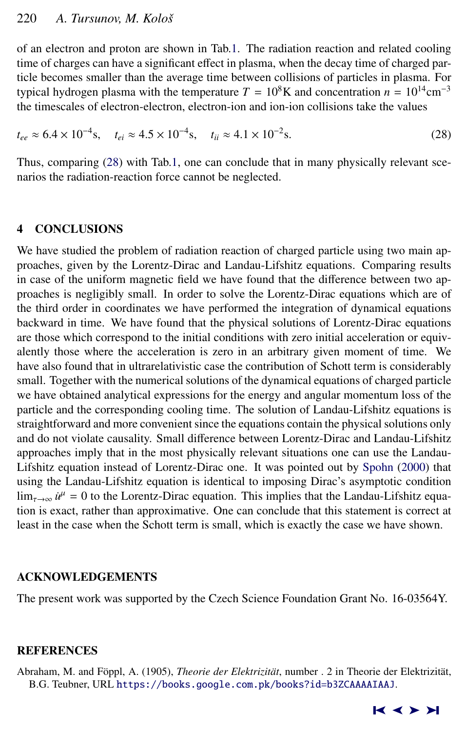of an electron and proton are shown in Tab.1. The radiation reaction and related cooling time of charges can have a significant effect in plasma, when the decay time of charged particle becomes smaller than the average time between collisions of particles in plasma. For typical hydrogen plasma with the temperature $T = 10^8$K and concentration $n = 10^{14}\text{cm}^{-3}$ the timescales of electron-electron, electron-ion and ion-ion collisions take the values

$$t_{ee} \approx 6.4 \times 10^{-4}\text{s}, \quad t_{ei} \approx 4.5 \times 10^{-4}\text{s}, \quad t_{ii} \approx 4.1 \times 10^{-2}\text{s}. \tag{28}$$

Thus, comparing (28) with Tab.1, one can conclude that in many physically relevant scenarios the radiation-reaction force cannot be neglected.

## 4 CONCLUSIONS

We have studied the problem of radiation reaction of charged particle using two main approaches, given by the Lorentz-Dirac and Landau-Lifshitz equations. Comparing results in case of the uniform magnetic field we have found that the difference between two approaches is negligibly small. In order to solve the Lorentz-Dirac equations which are of the third order in coordinates we have performed the integration of dynamical equations backward in time. We have found that the physical solutions of Lorentz-Dirac equations are those which correspond to the initial conditions with zero initial acceleration or equivalently those where the acceleration is zero in an arbitrary given moment of time. We have also found that in ultrarelativistic case the contribution of Schott term is considerably small. Together with the numerical solutions of the dynamical equations of charged particle we have obtained analytical expressions for the energy and angular momentum loss of the particle and the corresponding cooling time. The solution of Landau-Lifshitz equations is straightforward and more convenient since the equations contain the physical solutions only and do not violate causality. Small difference between Lorentz-Dirac and Landau-Lifshitz approaches imply that in the most physically relevant situations one can use the Landau-Lifshitz equation instead of Lorentz-Dirac one. It was pointed out by Spohn (2000) that using the Landau-Lifshitz equation is identical to imposing Dirac's asymptotic condition $\lim_{\tau\to\infty} \dot{u}^{\mu} = 0$ to the Lorentz-Dirac equation. This implies that the Landau-Lifshitz equation is exact, rather than approximative. One can conclude that this statement is correct at least in the case when the Schott term is small, which is exactly the case we have shown.

## ACKNOWLEDGEMENTS

The present work was supported by the Czech Science Foundation Grant No. 16-03564Y.

## REFERENCES

Abraham, M. and Föppl, A. (1905), *Theorie der Elektrizität*, number . 2 in Theorie der Elektrizität, B.G. Teubner, URL https://books.google.com.pk/books?id=b3ZCAAAAIAAJ.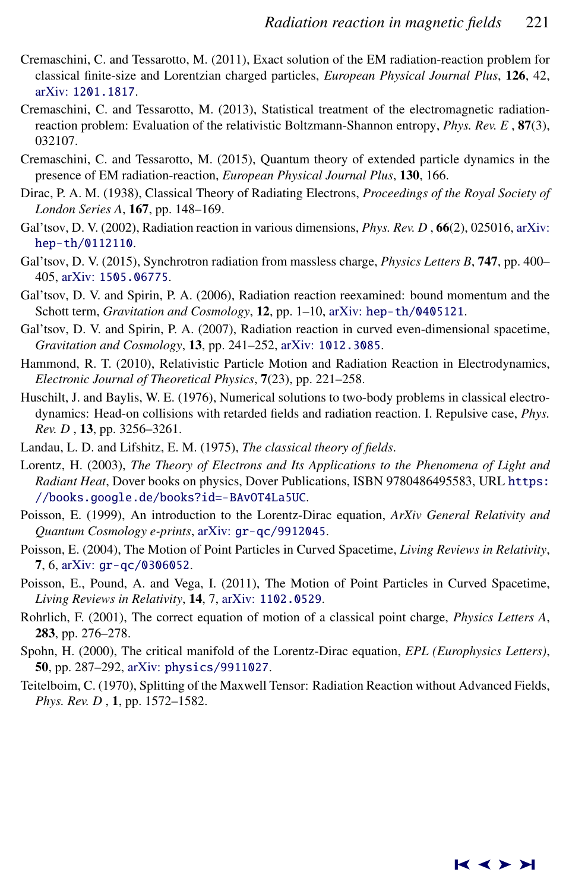Cremaschini, C. and Tessarotto, M. (2011), Exact solution of the EM radiation-reaction problem for classical finite-size and Lorentzian charged particles, *European Physical Journal Plus*, **126**, 42, arXiv: 1201.1817.

Cremaschini, C. and Tessarotto, M. (2013), Statistical treatment of the electromagnetic radiation-reaction problem: Evaluation of the relativistic Boltzmann-Shannon entropy, *Phys. Rev. E*, **87**(3), 032107.

Cremaschini, C. and Tessarotto, M. (2015), Quantum theory of extended particle dynamics in the presence of EM radiation-reaction, *European Physical Journal Plus*, **130**, 166.

Dirac, P. A. M. (1938), Classical Theory of Radiating Electrons, *Proceedings of the Royal Society of London Series A*, **167**, pp. 148–169.

Gal'tsov, D. V. (2002), Radiation reaction in various dimensions, *Phys. Rev. D*, **66**(2), 025016, arXiv: hep-th/0112110.

Gal'tsov, D. V. (2015), Synchrotron radiation from massless charge, *Physics Letters B*, **747**, pp. 400–405, arXiv: 1505.06775.

Gal'tsov, D. V. and Spirin, P. A. (2006), Radiation reaction reexamined: bound momentum and the Schott term, *Gravitation and Cosmology*, **12**, pp. 1–10, arXiv: hep-th/0405121.

Gal'tsov, D. V. and Spirin, P. A. (2007), Radiation reaction in curved even-dimensional spacetime, *Gravitation and Cosmology*, **13**, pp. 241–252, arXiv: 1012.3085.

Hammond, R. T. (2010), Relativistic Particle Motion and Radiation Reaction in Electrodynamics, *Electronic Journal of Theoretical Physics*, **7**(23), pp. 221–258.

Huschilt, J. and Baylis, W. E. (1976), Numerical solutions to two-body problems in classical electrodynamics: Head-on collisions with retarded fields and radiation reaction. I. Repulsive case, *Phys. Rev. D*, **13**, pp. 3256–3261.

Landau, L. D. and Lifshitz, E. M. (1975), *The classical theory of fields*.

Lorentz, H. (2003), *The Theory of Electrons and Its Applications to the Phenomena of Light and Radiant Heat*, Dover books on physics, Dover Publications, ISBN 9780486495583, URL https://books.google.de/books?id=-BAvOT4La5UC.

Poisson, E. (1999), An introduction to the Lorentz-Dirac equation, *ArXiv General Relativity and Quantum Cosmology e-prints*, arXiv: gr-qc/9912045.

Poisson, E. (2004), The Motion of Point Particles in Curved Spacetime, *Living Reviews in Relativity*, **7**, 6, arXiv: gr-qc/0306052.

Poisson, E., Pound, A. and Vega, I. (2011), The Motion of Point Particles in Curved Spacetime, *Living Reviews in Relativity*, **14**, 7, arXiv: 1102.0529.

Rohrlich, F. (2001), The correct equation of motion of a classical point charge, *Physics Letters A*, **283**, pp. 276–278.

Spohn, H. (2000), The critical manifold of the Lorentz-Dirac equation, *EPL (Europhysics Letters)*, **50**, pp. 287–292, arXiv: physics/9911027.

Teitelboim, C. (1970), Splitting of the Maxwell Tensor: Radiation Reaction without Advanced Fields, *Phys. Rev. D*, **1**, pp. 1572–1582.